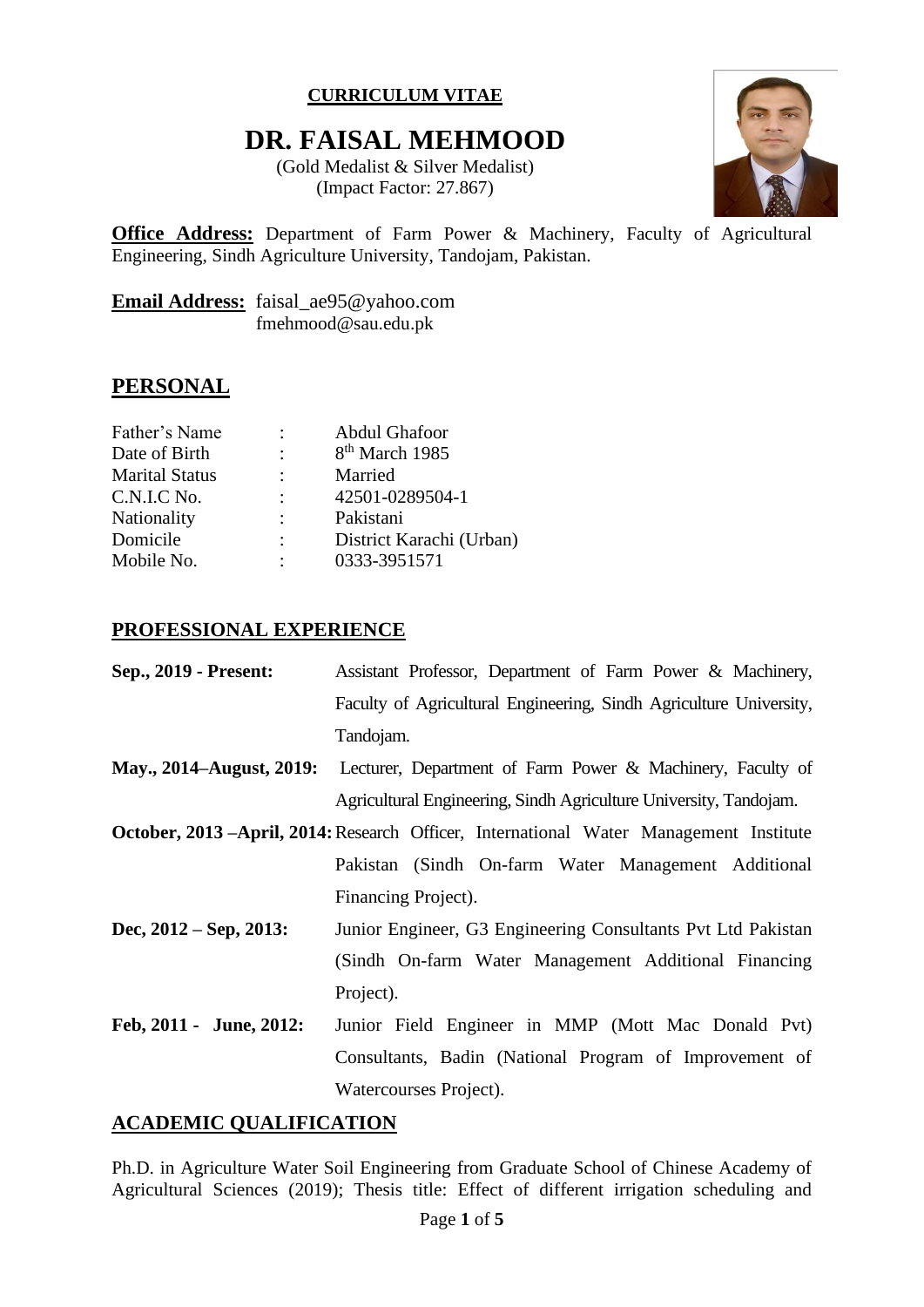**CURRICULUM VITAE**

# DR. FAISAL MEHMOOD

(Gold Medalist & Silver Medalist)
(Impact Factor: 27.867)

**Office Address:** Department of Farm Power & Machinery, Faculty of Agricultural Engineering, Sindh Agriculture University, Tandojam, Pakistan.

**Email Address:** faisal_ae95@yahoo.com
fmehmood@sau.edu.pk

## PERSONAL

| | | |
|---|---|---|
| Father's Name | : | Abdul Ghafoor |
| Date of Birth | : | 8th March 1985 |
| Marital Status | : | Married |
| C.N.I.C No. | : | 42501-0289504-1 |
| Nationality | : | Pakistani |
| Domicile | : | District Karachi (Urban) |
| Mobile No. | : | 0333-3951571 |

## PROFESSIONAL EXPERIENCE

**Sep., 2019 - Present:** Assistant Professor, Department of Farm Power & Machinery, Faculty of Agricultural Engineering, Sindh Agriculture University, Tandojam.

**May., 2014–August, 2019:** Lecturer, Department of Farm Power & Machinery, Faculty of Agricultural Engineering, Sindh Agriculture University, Tandojam.

**October, 2013 –April, 2014:** Research Officer, International Water Management Institute Pakistan (Sindh On-farm Water Management Additional Financing Project).

**Dec, 2012 – Sep, 2013:** Junior Engineer, G3 Engineering Consultants Pvt Ltd Pakistan (Sindh On-farm Water Management Additional Financing Project).

**Feb, 2011 - June, 2012:** Junior Field Engineer in MMP (Mott Mac Donald Pvt) Consultants, Badin (National Program of Improvement of Watercourses Project).

## ACADEMIC QUALIFICATION

Ph.D. in Agriculture Water Soil Engineering from Graduate School of Chinese Academy of Agricultural Sciences (2019); Thesis title: Effect of different irrigation scheduling and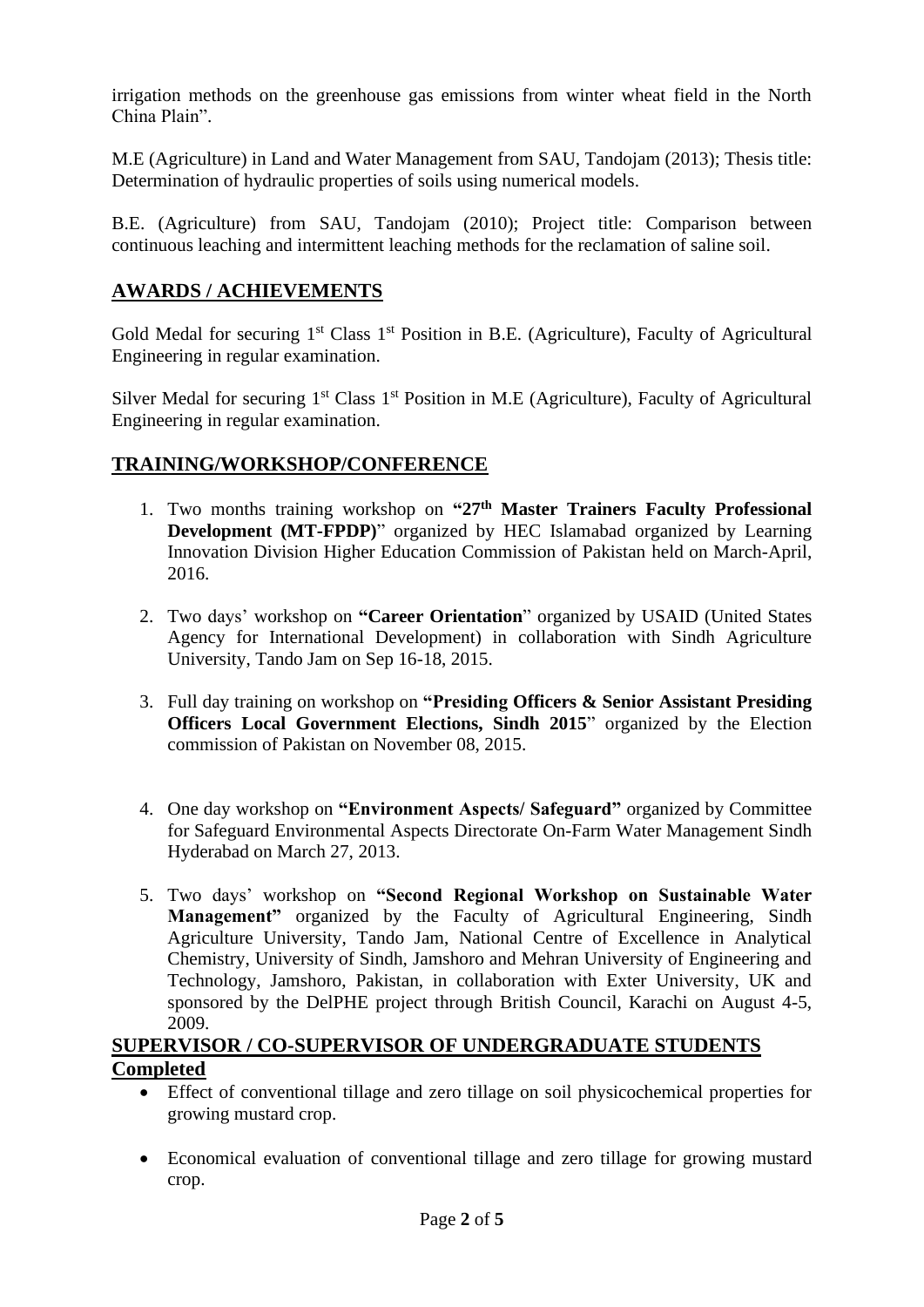irrigation methods on the greenhouse gas emissions from winter wheat field in the North China Plain".

M.E (Agriculture) in Land and Water Management from SAU, Tandojam (2013); Thesis title: Determination of hydraulic properties of soils using numerical models.

B.E. (Agriculture) from SAU, Tandojam (2010); Project title: Comparison between continuous leaching and intermittent leaching methods for the reclamation of saline soil.

## AWARDS / ACHIEVEMENTS

Gold Medal for securing 1st Class 1st Position in B.E. (Agriculture), Faculty of Agricultural Engineering in regular examination.

Silver Medal for securing 1st Class 1st Position in M.E (Agriculture), Faculty of Agricultural Engineering in regular examination.

## TRAINING/WORKSHOP/CONFERENCE

1. Two months training workshop on **"27th Master Trainers Faculty Professional Development (MT-FPDP)**" organized by HEC Islamabad organized by Learning Innovation Division Higher Education Commission of Pakistan held on March-April, 2016.

2. Two days' workshop on **"Career Orientation**" organized by USAID (United States Agency for International Development) in collaboration with Sindh Agriculture University, Tando Jam on Sep 16-18, 2015.

3. Full day training on workshop on **"Presiding Officers & Senior Assistant Presiding Officers Local Government Elections, Sindh 2015**" organized by the Election commission of Pakistan on November 08, 2015.

4. One day workshop on **"Environment Aspects/ Safeguard"** organized by Committee for Safeguard Environmental Aspects Directorate On-Farm Water Management Sindh Hyderabad on March 27, 2013.

5. Two days' workshop on **"Second Regional Workshop on Sustainable Water Management"** organized by the Faculty of Agricultural Engineering, Sindh Agriculture University, Tando Jam, National Centre of Excellence in Analytical Chemistry, University of Sindh, Jamshoro and Mehran University of Engineering and Technology, Jamshoro, Pakistan, in collaboration with Exter University, UK and sponsored by the DelPHE project through British Council, Karachi on August 4-5, 2009.

## SUPERVISOR / CO-SUPERVISOR OF UNDERGRADUATE STUDENTS

### Completed

- Effect of conventional tillage and zero tillage on soil physicochemical properties for growing mustard crop.

- Economical evaluation of conventional tillage and zero tillage for growing mustard crop.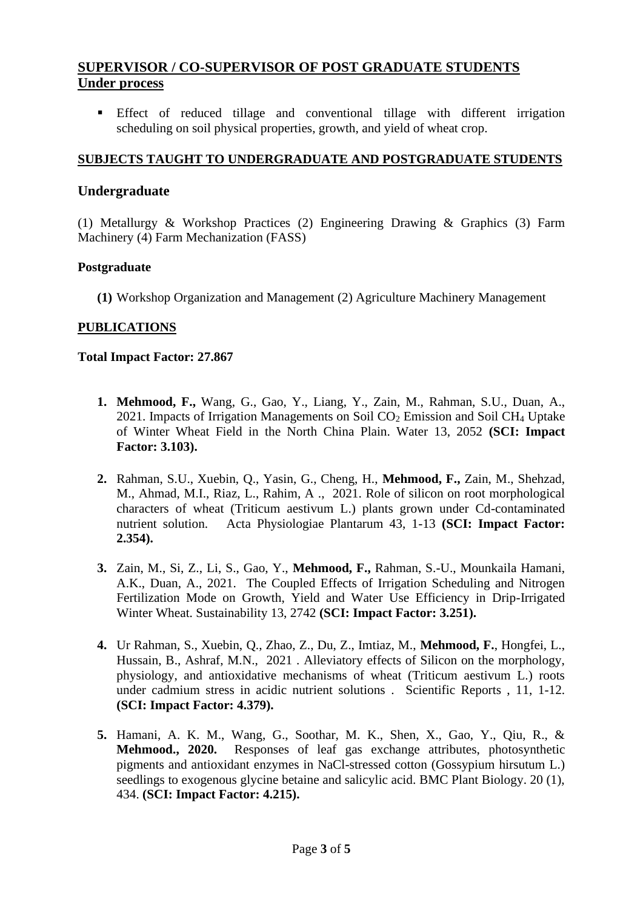## SUPERVISOR / CO-SUPERVISOR OF POST GRADUATE STUDENTS

**Under process**

- Effect of reduced tillage and conventional tillage with different irrigation scheduling on soil physical properties, growth, and yield of wheat crop.

## SUBJECTS TAUGHT TO UNDERGRADUATE AND POSTGRADUATE STUDENTS

### Undergraduate

(1) Metallurgy & Workshop Practices (2) Engineering Drawing & Graphics (3) Farm Machinery (4) Farm Mechanization (FASS)

**Postgraduate**

**(1)** Workshop Organization and Management (2) Agriculture Machinery Management

## PUBLICATIONS

**Total Impact Factor: 27.867**

1. **Mehmood, F.,** Wang, G., Gao, Y., Liang, Y., Zain, M., Rahman, S.U., Duan, A., 2021. Impacts of Irrigation Managements on Soil $CO_2$ Emission and Soil $CH_4$ Uptake of Winter Wheat Field in the North China Plain. Water 13, 2052 **(SCI: Impact Factor: 3.103).**

2. Rahman, S.U., Xuebin, Q., Yasin, G., Cheng, H., **Mehmood, F.,** Zain, M., Shehzad, M., Ahmad, M.I., Riaz, L., Rahim, A ., 2021. Role of silicon on root morphological characters of wheat (Triticum aestivum L.) plants grown under Cd-contaminated nutrient solution. Acta Physiologiae Plantarum 43, 1-13 **(SCI: Impact Factor: 2.354).**

3. Zain, M., Si, Z., Li, S., Gao, Y., **Mehmood, F.,** Rahman, S.-U., Mounkaila Hamani, A.K., Duan, A., 2021. The Coupled Effects of Irrigation Scheduling and Nitrogen Fertilization Mode on Growth, Yield and Water Use Efficiency in Drip-Irrigated Winter Wheat. Sustainability 13, 2742 **(SCI: Impact Factor: 3.251).**

4. Ur Rahman, S., Xuebin, Q., Zhao, Z., Du, Z., Imtiaz, M., **Mehmood, F.**, Hongfei, L., Hussain, B., Ashraf, M.N., 2021 . Alleviatory effects of Silicon on the morphology, physiology, and antioxidative mechanisms of wheat (Triticum aestivum L.) roots under cadmium stress in acidic nutrient solutions . Scientific Reports , 11, 1-12. **(SCI: Impact Factor: 4.379).**

5. Hamani, A. K. M., Wang, G., Soothar, M. K., Shen, X., Gao, Y., Qiu, R., & **Mehmood., 2020.** Responses of leaf gas exchange attributes, photosynthetic pigments and antioxidant enzymes in NaCl-stressed cotton (Gossypium hirsutum L.) seedlings to exogenous glycine betaine and salicylic acid. BMC Plant Biology. 20 (1), 434. **(SCI: Impact Factor: 4.215).**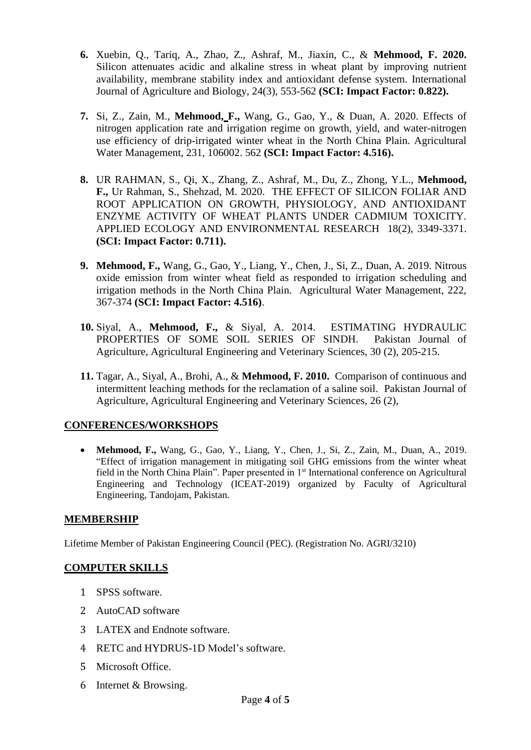6. Xuebin, Q., Tariq, A., Zhao, Z., Ashraf, M., Jiaxin, C., & **Mehmood, F. 2020.** Silicon attenuates acidic and alkaline stress in wheat plant by improving nutrient availability, membrane stability index and antioxidant defense system. International Journal of Agriculture and Biology, 24(3), 553-562 **(SCI: Impact Factor: 0.822).**

7. Si, Z., Zain, M., **Mehmood, F.,** Wang, G., Gao, Y., & Duan, A. 2020. Effects of nitrogen application rate and irrigation regime on growth, yield, and water-nitrogen use efficiency of drip-irrigated winter wheat in the North China Plain. Agricultural Water Management, 231, 106002. 562 **(SCI: Impact Factor: 4.516).**

8. UR RAHMAN, S., Qi, X., Zhang, Z., Ashraf, M., Du, Z., Zhong, Y.L., **Mehmood, F.,** Ur Rahman, S., Shehzad, M. 2020. THE EFFECT OF SILICON FOLIAR AND ROOT APPLICATION ON GROWTH, PHYSIOLOGY, AND ANTIOXIDANT ENZYME ACTIVITY OF WHEAT PLANTS UNDER CADMIUM TOXICITY. APPLIED ECOLOGY AND ENVIRONMENTAL RESEARCH 18(2), 3349-3371. **(SCI: Impact Factor: 0.711).**

9. **Mehmood, F.,** Wang, G., Gao, Y., Liang, Y., Chen, J., Si, Z., Duan, A. 2019. Nitrous oxide emission from winter wheat field as responded to irrigation scheduling and irrigation methods in the North China Plain. Agricultural Water Management, 222, 367-374 **(SCI: Impact Factor: 4.516)**.

10. Siyal, A., **Mehmood, F.,** & Siyal, A. 2014. ESTIMATING HYDRAULIC PROPERTIES OF SOME SOIL SERIES OF SINDH. Pakistan Journal of Agriculture, Agricultural Engineering and Veterinary Sciences, 30 (2), 205-215.

11. Tagar, A., Siyal, A., Brohi, A., & **Mehmood, F. 2010.** Comparison of continuous and intermittent leaching methods for the reclamation of a saline soil. Pakistan Journal of Agriculture, Agricultural Engineering and Veterinary Sciences, 26 (2),

## CONFERENCES/WORKSHOPS

- **Mehmood, F.,** Wang, G., Gao, Y., Liang, Y., Chen, J., Si, Z., Zain, M., Duan, A., 2019. "Effect of irrigation management in mitigating soil GHG emissions from the winter wheat field in the North China Plain". Paper presented in 1st International conference on Agricultural Engineering and Technology (ICEAT-2019) organized by Faculty of Agricultural Engineering, Tandojam, Pakistan.

## MEMBERSHIP

Lifetime Member of Pakistan Engineering Council (PEC). (Registration No. AGRI/3210)

## COMPUTER SKILLS

1. SPSS software.
2. AutoCAD software
3. LATEX and Endnote software.
4. RETC and HYDRUS-1D Model's software.
5. Microsoft Office.
6. Internet & Browsing.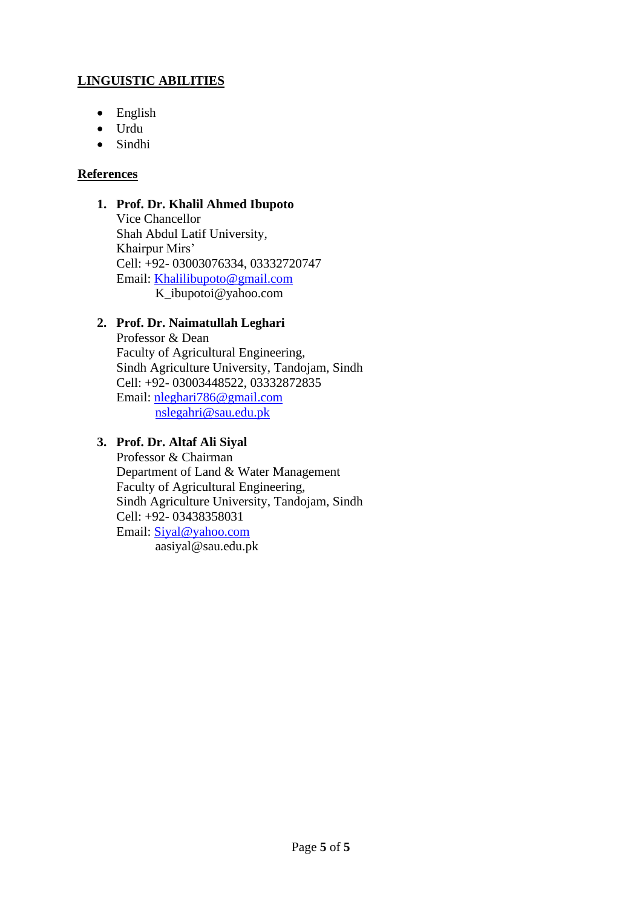## LINGUISTIC ABILITIES

- English
- Urdu
- Sindhi

## References

1. **Prof. Dr. Khalil Ahmed Ibupoto**
   Vice Chancellor
   Shah Abdul Latif University,
   Khairpur Mirs'
   Cell: +92- 03003076334, 03332720747
   Email: Khalilibupoto@gmail.com
   K_ibupotoi@yahoo.com

2. **Prof. Dr. Naimatullah Leghari**
   Professor & Dean
   Faculty of Agricultural Engineering,
   Sindh Agriculture University, Tandojam, Sindh
   Cell: +92- 03003448522, 03332872835
   Email: nleghari786@gmail.com
   nslegahri@sau.edu.pk

3. **Prof. Dr. Altaf Ali Siyal**
   Professor & Chairman
   Department of Land & Water Management
   Faculty of Agricultural Engineering,
   Sindh Agriculture University, Tandojam, Sindh
   Cell: +92- 03438358031
   Email: Siyal@yahoo.com
   aasiyal@sau.edu.pk